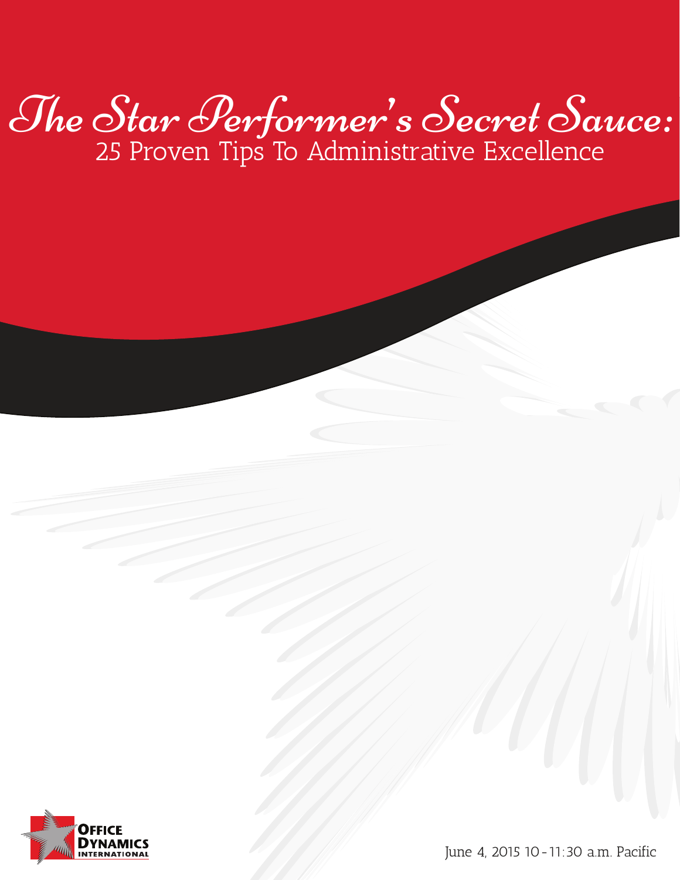# The Star Performer's Secret Sauce:

## 25 Proven Tips To Administrative Excellence

OFFICE DYNAMICS INTERNATIONAL

June 4, 2015 10-11:30 a.m. Pacific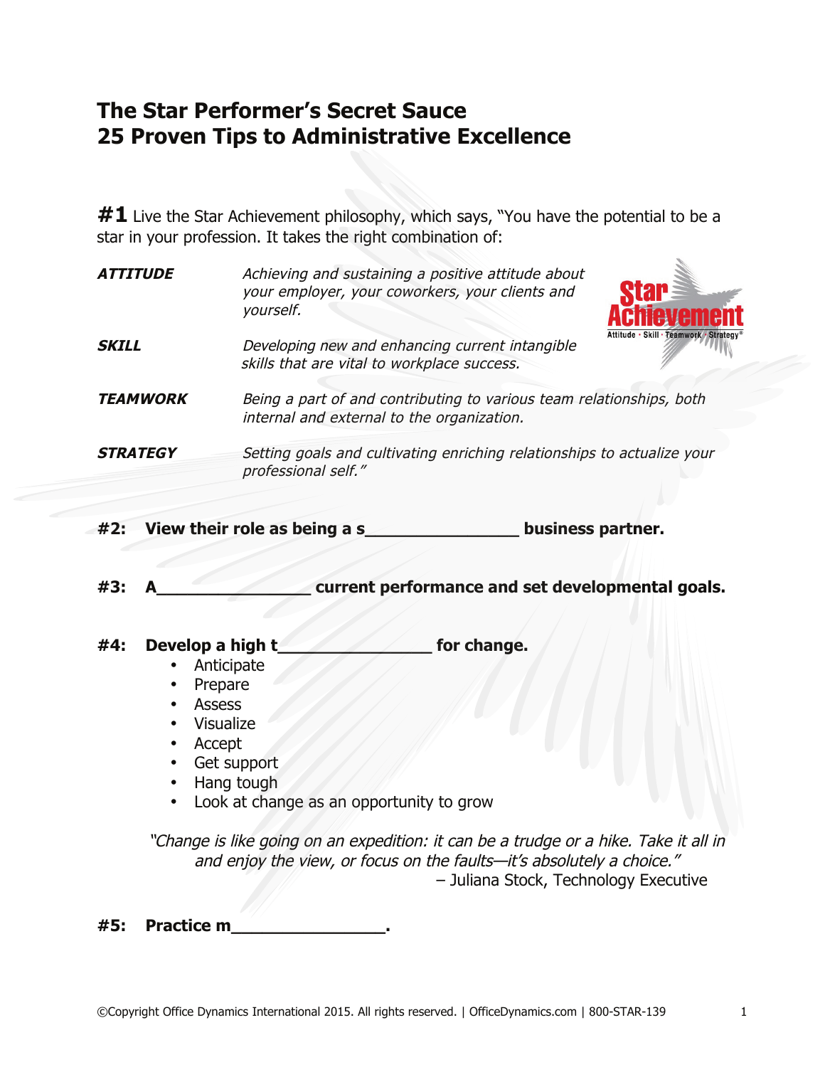# The Star Performer's Secret Sauce
# 25 Proven Tips to Administrative Excellence

**#1** Live the Star Achievement philosophy, which says, "You have the potential to be a star in your profession. It takes the right combination of:

| | |
|---|---|
| ***ATTITUDE*** | *Achieving and sustaining a positive attitude about your employer, your coworkers, your clients and yourself.* |
| ***SKILL*** | *Developing new and enhancing current intangible skills that are vital to workplace success.* |
| ***TEAMWORK*** | *Being a part of and contributing to various team relationships, both internal and external to the organization.* |
| ***STRATEGY*** | *Setting goals and cultivating enriching relationships to actualize your professional self."* |

**#2: View their role as being a s_______________ business partner.**

**#3: A_______________ current performance and set developmental goals.**

**#4: Develop a high t_______________ for change.**

- Anticipate
- Prepare
- Assess
- Visualize
- Accept
- Get support
- Hang tough
- Look at change as an opportunity to grow

*"Change is like going on an expedition: it can be a trudge or a hike. Take it all in and enjoy the view, or focus on the faults—it's absolutely a choice."*
– Juliana Stock, Technology Executive

**#5: Practice m_______________.**

©Copyright Office Dynamics International 2015. All rights reserved. | OfficeDynamics.com | 800-STAR-139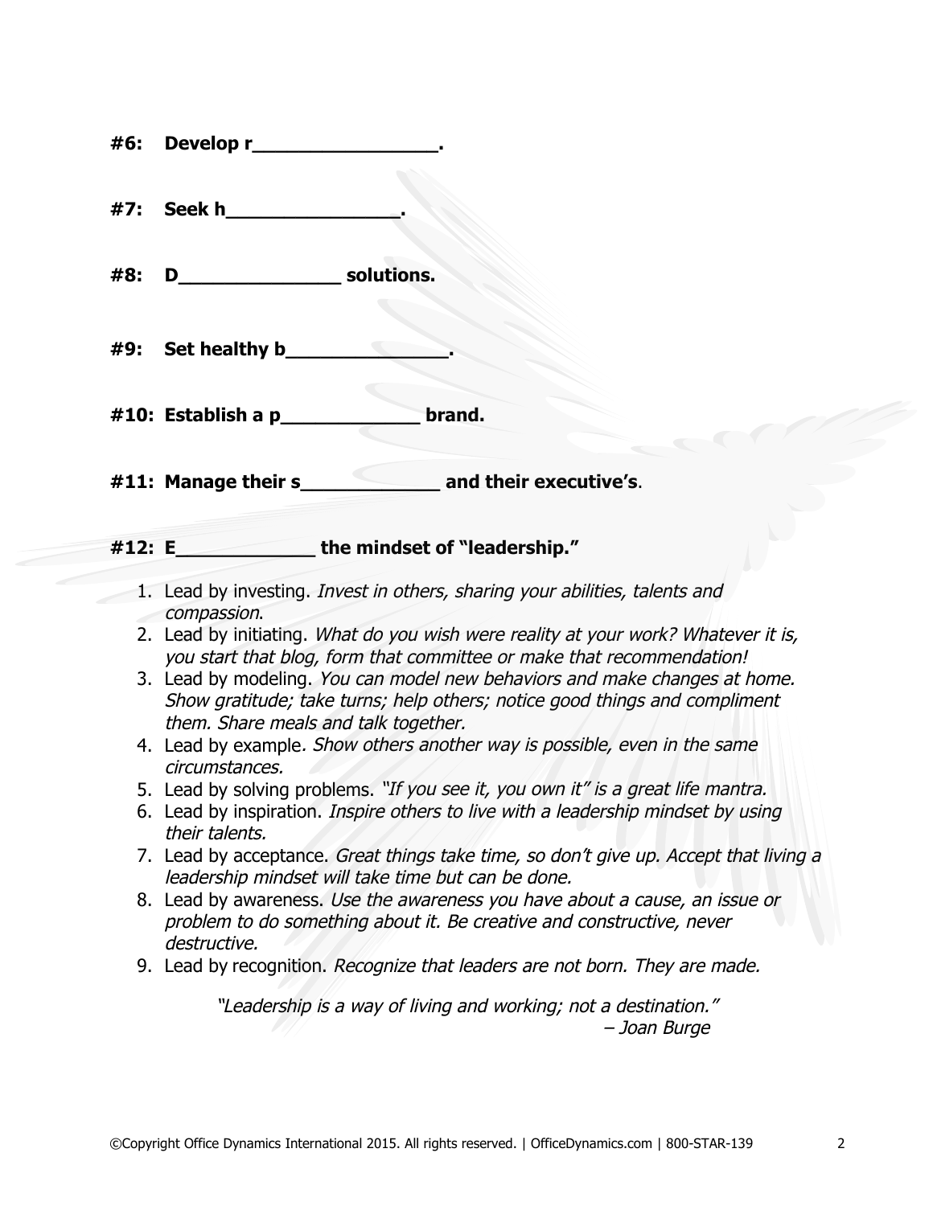**#6: Develop r________________.**

**#7: Seek h_______________.**

**#8: D______________ solutions.**

**#9: Set healthy b______________.**

**#10: Establish a p____________ brand.**

**#11: Manage their s____________ and their executive's**.

**#12: E____________ the mindset of "leadership."**

1. Lead by investing. *Invest in others, sharing your abilities, talents and compassion*.
2. Lead by initiating. *What do you wish were reality at your work? Whatever it is, you start that blog, form that committee or make that recommendation!*
3. Lead by modeling. *You can model new behaviors and make changes at home. Show gratitude; take turns; help others; notice good things and compliment them. Share meals and talk together.*
4. Lead by example. *Show others another way is possible, even in the same circumstances.*
5. Lead by solving problems. *"If you see it, you own it" is a great life mantra.*
6. Lead by inspiration. *Inspire others to live with a leadership mindset by using their talents.*
7. Lead by acceptance. *Great things take time, so don't give up. Accept that living a leadership mindset will take time but can be done.*
8. Lead by awareness. *Use the awareness you have about a cause, an issue or problem to do something about it. Be creative and constructive, never destructive.*
9. Lead by recognition. *Recognize that leaders are not born. They are made.*

*"Leadership is a way of living and working; not a destination."*
*– Joan Burge*

©Copyright Office Dynamics International 2015. All rights reserved. | OfficeDynamics.com | 800-STAR-139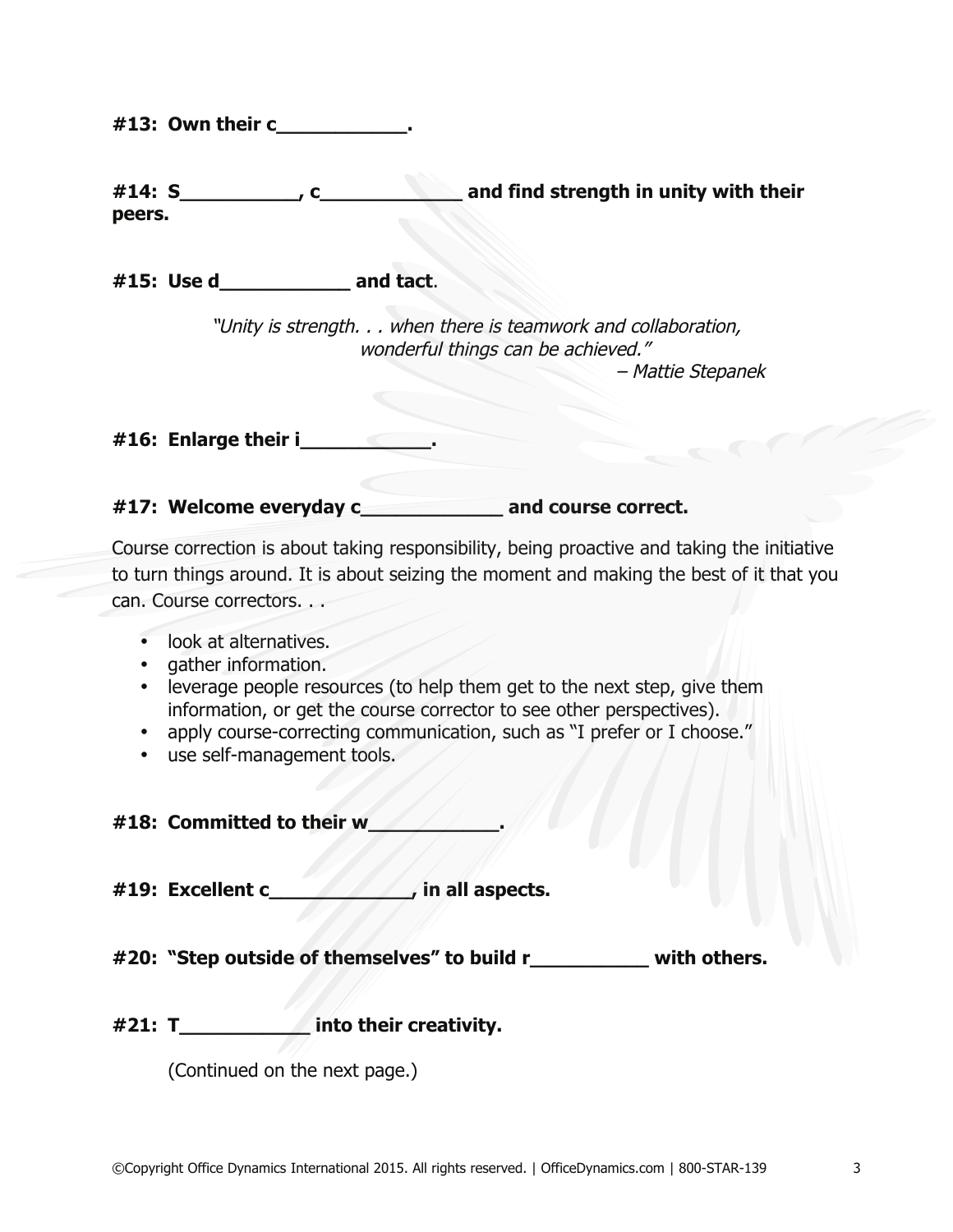**#13: Own their c___________.**

**#14: S__________, c____________ and find strength in unity with their peers.**

**#15: Use d___________ and tact**.

> *"Unity is strength. . . when there is teamwork and collaboration, wonderful things can be achieved."*
> *– Mattie Stepanek*

**#16: Enlarge their i___________.**

**#17: Welcome everyday c____________ and course correct.**

Course correction is about taking responsibility, being proactive and taking the initiative to turn things around. It is about seizing the moment and making the best of it that you can. Course correctors. . .

- look at alternatives.
- gather information.
- leverage people resources (to help them get to the next step, give them information, or get the course corrector to see other perspectives).
- apply course-correcting communication, such as "I prefer or I choose."
- use self-management tools.

**#18: Committed to their w___________.**

**#19: Excellent c____________, in all aspects.**

**#20: "Step outside of themselves" to build r__________ with others.**

**#21: T___________ into their creativity.**

(Continued on the next page.)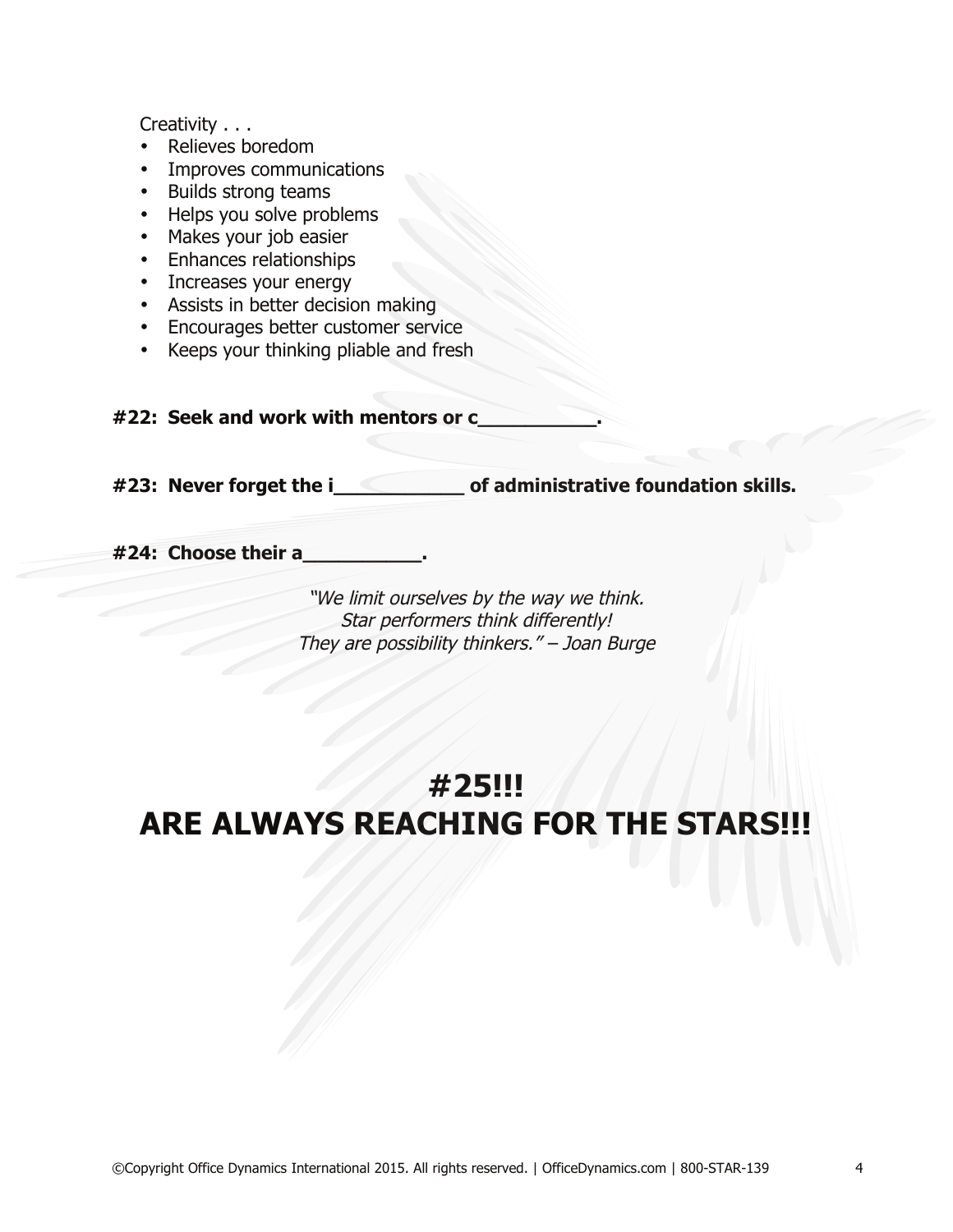Creativity . . .

- Relieves boredom
- Improves communications
- Builds strong teams
- Helps you solve problems
- Makes your job easier
- Enhances relationships
- Increases your energy
- Assists in better decision making
- Encourages better customer service
- Keeps your thinking pliable and fresh

**#22: Seek and work with mentors or c__________.**

**#23: Never forget the i___________ of administrative foundation skills.**

**#24: Choose their a__________.**

*"We limit ourselves by the way we think.*
*Star performers think differently!*
*They are possibility thinkers."* – Joan Burge

# #25!!!
# ARE ALWAYS REACHING FOR THE STARS!!!